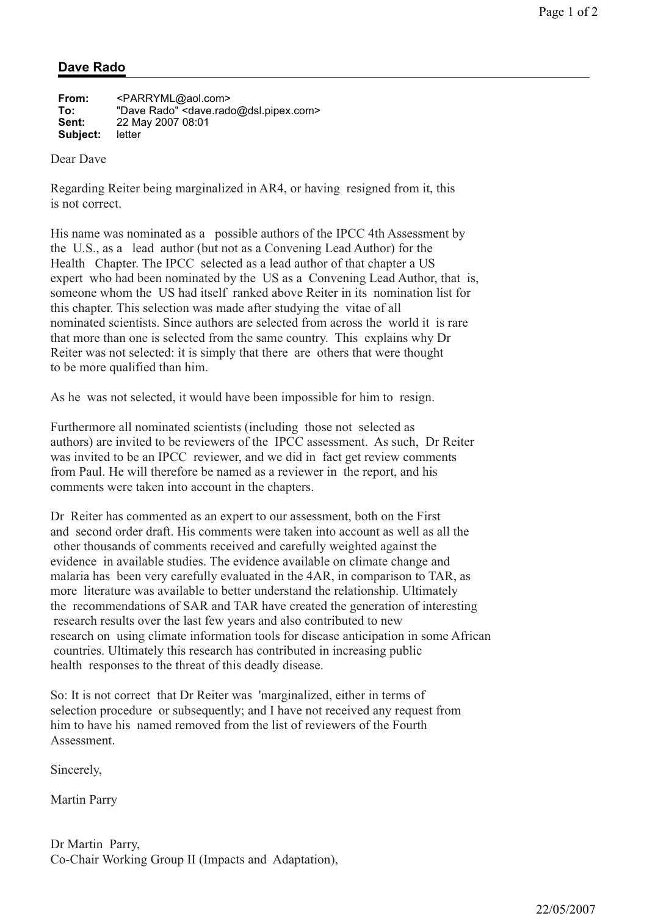## Dave Rado

**From:** <PARRYML@aol.com>
**To:** "Dave Rado" <dave.rado@dsl.pipex.com>
**Sent:** 22 May 2007 08:01
**Subject:** letter

Dear Dave

Regarding Reiter being marginalized in AR4, or having resigned from it, this is not correct.

His name was nominated as a possible authors of the IPCC 4th Assessment by the U.S., as a lead author (but not as a Convening Lead Author) for the Health Chapter. The IPCC selected as a lead author of that chapter a US expert who had been nominated by the US as a Convening Lead Author, that is, someone whom the US had itself ranked above Reiter in its nomination list for this chapter. This selection was made after studying the vitae of all nominated scientists. Since authors are selected from across the world it is rare that more than one is selected from the same country. This explains why Dr Reiter was not selected: it is simply that there are others that were thought to be more qualified than him.

As he was not selected, it would have been impossible for him to resign.

Furthermore all nominated scientists (including those not selected as authors) are invited to be reviewers of the IPCC assessment. As such, Dr Reiter was invited to be an IPCC reviewer, and we did in fact get review comments from Paul. He will therefore be named as a reviewer in the report, and his comments were taken into account in the chapters.

Dr Reiter has commented as an expert to our assessment, both on the First and second order draft. His comments were taken into account as well as all the other thousands of comments received and carefully weighted against the evidence in available studies. The evidence available on climate change and malaria has been very carefully evaluated in the 4AR, in comparison to TAR, as more literature was available to better understand the relationship. Ultimately the recommendations of SAR and TAR have created the generation of interesting research results over the last few years and also contributed to new research on using climate information tools for disease anticipation in some African countries. Ultimately this research has contributed in increasing public health responses to the threat of this deadly disease.

So: It is not correct that Dr Reiter was 'marginalized, either in terms of selection procedure or subsequently; and I have not received any request from him to have his named removed from the list of reviewers of the Fourth Assessment.

Sincerely,

Martin Parry

Dr Martin Parry,
Co-Chair Working Group II (Impacts and Adaptation),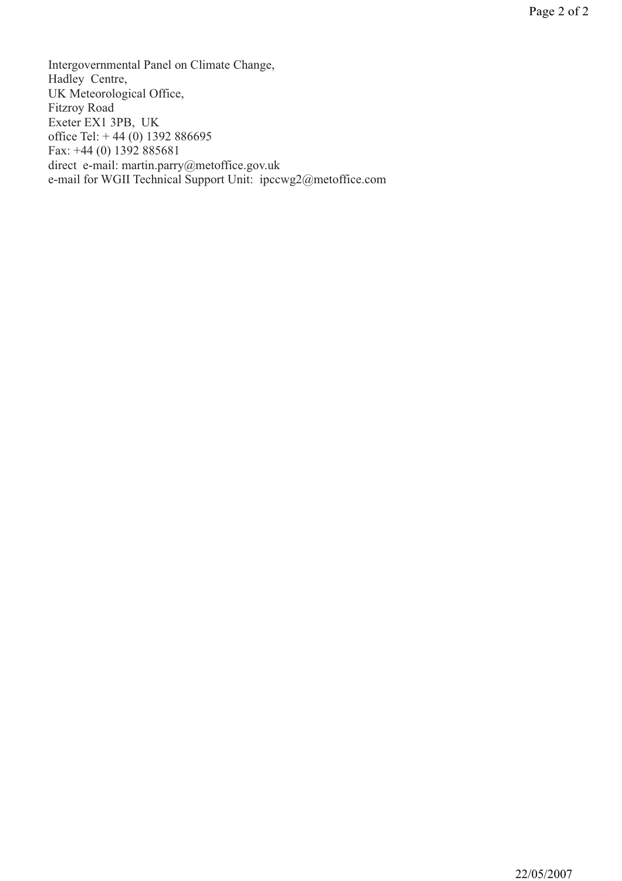Intergovernmental Panel on Climate Change,  
Hadley Centre,  
UK Meteorological Office,  
Fitzroy Road  
Exeter EX1 3PB, UK  
office Tel: + 44 (0) 1392 886695  
Fax: +44 (0) 1392 885681  
direct e-mail: martin.parry@metoffice.gov.uk  
e-mail for WGII Technical Support Unit: ipccwg2@metoffice.com